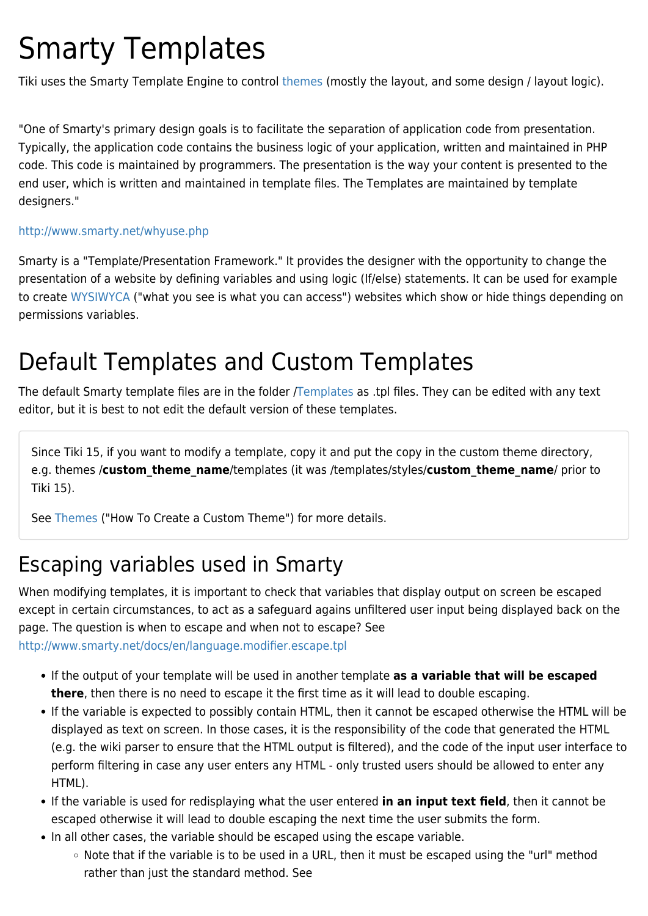# Smarty Templates

Tiki uses the Smarty Template Engine to control themes (mostly the layout, and some design / layout logic).

"One of Smarty's primary design goals is to facilitate the separation of application code from presentation. Typically, the application code contains the business logic of your application, written and maintained in PHP code. This code is maintained by programmers. The presentation is the way your content is presented to the end user, which is written and maintained in template files. The Templates are maintained by template designers."

http://www.smarty.net/whyuse.php

Smarty is a "Template/Presentation Framework." It provides the designer with the opportunity to change the presentation of a website by defining variables and using logic (If/else) statements. It can be used for example to create WYSIWYCA ("what you see is what you can access") websites which show or hide things depending on permissions variables.

# Default Templates and Custom Templates

The default Smarty template files are in the folder /Templates as .tpl files. They can be edited with any text editor, but it is best to not edit the default version of these templates.

> Since Tiki 15, if you want to modify a template, copy it and put the copy in the custom theme directory, e.g. themes /**custom_theme_name**/templates (it was /templates/styles/**custom_theme_name**/ prior to Tiki 15).
>
> See Themes ("How To Create a Custom Theme") for more details.

## Escaping variables used in Smarty

When modifying templates, it is important to check that variables that display output on screen be escaped except in certain circumstances, to act as a safeguard agains unfiltered user input being displayed back on the page. The question is when to escape and when not to escape? See http://www.smarty.net/docs/en/language.modifier.escape.tpl

- If the output of your template will be used in another template **as a variable that will be escaped there**, then there is no need to escape it the first time as it will lead to double escaping.
- If the variable is expected to possibly contain HTML, then it cannot be escaped otherwise the HTML will be displayed as text on screen. In those cases, it is the responsibility of the code that generated the HTML (e.g. the wiki parser to ensure that the HTML output is filtered), and the code of the input user interface to perform filtering in case any user enters any HTML - only trusted users should be allowed to enter any HTML).
- If the variable is used for redisplaying what the user entered **in an input text field**, then it cannot be escaped otherwise it will lead to double escaping the next time the user submits the form.
- In all other cases, the variable should be escaped using the escape variable.
  - Note that if the variable is to be used in a URL, then it must be escaped using the "url" method rather than just the standard method. See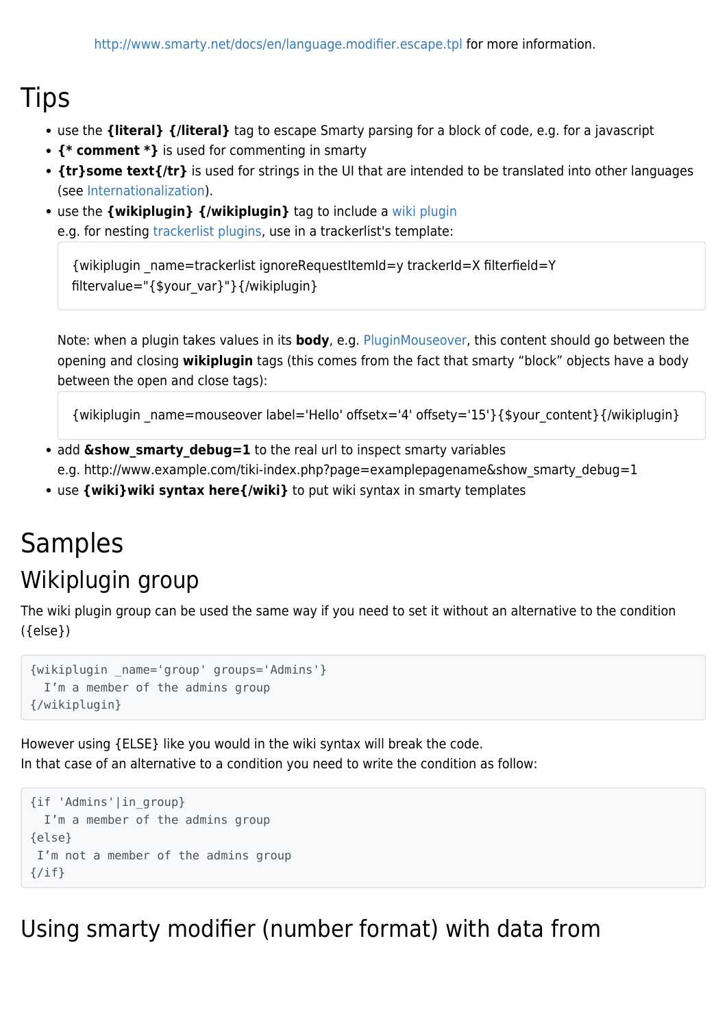http://www.smarty.net/docs/en/language.modifier.escape.tpl for more information.

# Tips

- use the **{literal} {/literal}** tag to escape Smarty parsing for a block of code, e.g. for a javascript
- **{* comment *}** is used for commenting in smarty
- **{tr}some text{/tr}** is used for strings in the UI that are intended to be translated into other languages (see Internationalization).
- use the **{wikiplugin} {/wikiplugin}** tag to include a wiki plugin
  e.g. for nesting trackerlist plugins, use in a trackerlist's template:

  ```
  {wikiplugin _name=trackerlist ignoreRequestItemId=y trackerId=X filterfield=Y filtervalue="{$your_var}"}{/wikiplugin}
  ```

  Note: when a plugin takes values in its **body**, e.g. PluginMouseover, this content should go between the opening and closing **wikiplugin** tags (this comes from the fact that smarty “block” objects have a body between the open and close tags):

  ```
  {wikiplugin _name=mouseover label='Hello' offsetx='4' offsety='15'}{$your_content}{/wikiplugin}
  ```

- add **&show_smarty_debug=1** to the real url to inspect smarty variables
  e.g. http://www.example.com/tiki-index.php?page=examplepagename&show_smarty_debug=1
- use **{wiki}wiki syntax here{/wiki}** to put wiki syntax in smarty templates

# Samples

## Wikiplugin group

The wiki plugin group can be used the same way if you need to set it without an alternative to the condition ({else})

```
{wikiplugin _name='group' groups='Admins'}
  I’m a member of the admins group
{/wikiplugin}
```

However using {ELSE} like you would in the wiki syntax will break the code.
In that case of an alternative to a condition you need to write the condition as follow:

```
{if 'Admins'|in_group}
  I’m a member of the admins group
{else}
 I’m not a member of the admins group
{/if}
```

## Using smarty modifier (number format) with data from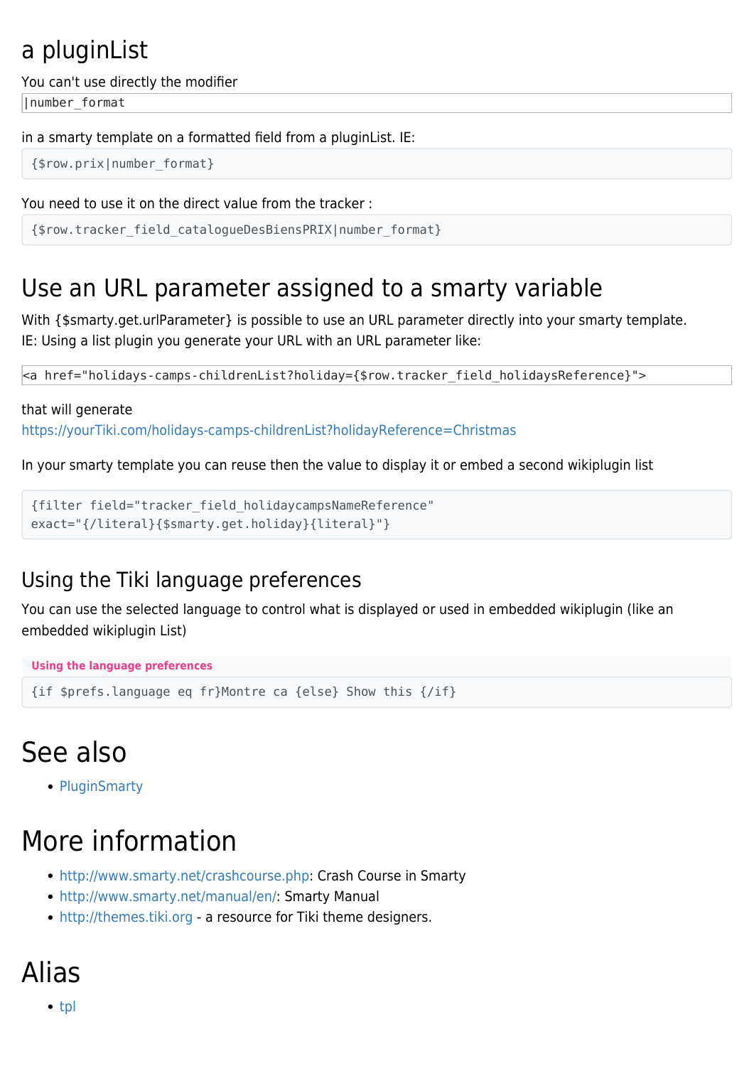# a pluginList

You can't use directly the modifier

```
|number_format
```

in a smarty template on a formatted field from a pluginList. IE:

```
{$row.prix|number_format}
```

You need to use it on the direct value from the tracker :

```
{$row.tracker_field_catalogueDesBiensPRIX|number_format}
```

# Use an URL parameter assigned to a smarty variable

With {$smarty.get.urlParameter} is possible to use an URL parameter directly into your smarty template.
IE: Using a list plugin you generate your URL with an URL parameter like:

```
<a href="holidays-camps-childrenList?holiday={$row.tracker_field_holidaysReference}">
```

that will generate
https://yourTiki.com/holidays-camps-childrenList?holidayReference=Christmas

In your smarty template you can reuse then the value to display it or embed a second wikiplugin list

```
{filter field="tracker_field_holidaycampsNameReference"
exact="{/literal}{$smarty.get.holiday}{literal}"}
```

## Using the Tiki language preferences

You can use the selected language to control what is displayed or used in embedded wikiplugin (like an embedded wikiplugin List)

**Using the language preferences**

```
{if $prefs.language eq fr}Montre ca {else} Show this {/if}
```

# See also

- PluginSmarty

# More information

- http://www.smarty.net/crashcourse.php: Crash Course in Smarty
- http://www.smarty.net/manual/en/: Smarty Manual
- http://themes.tiki.org - a resource for Tiki theme designers.

# Alias

- tpl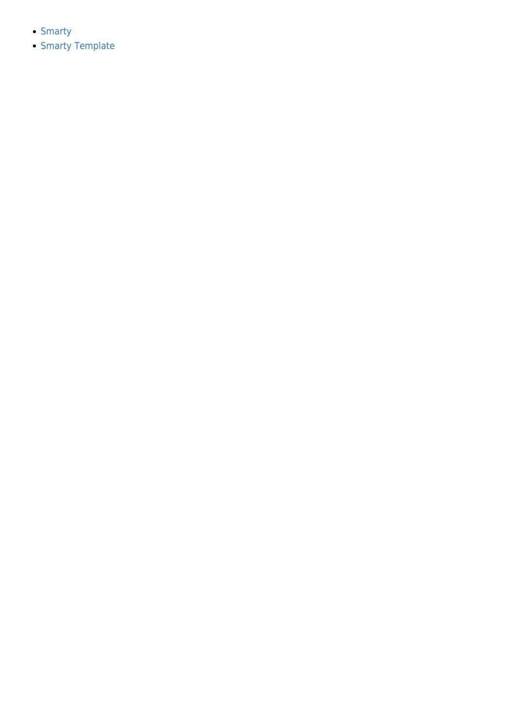- Smarty
- Smarty Template